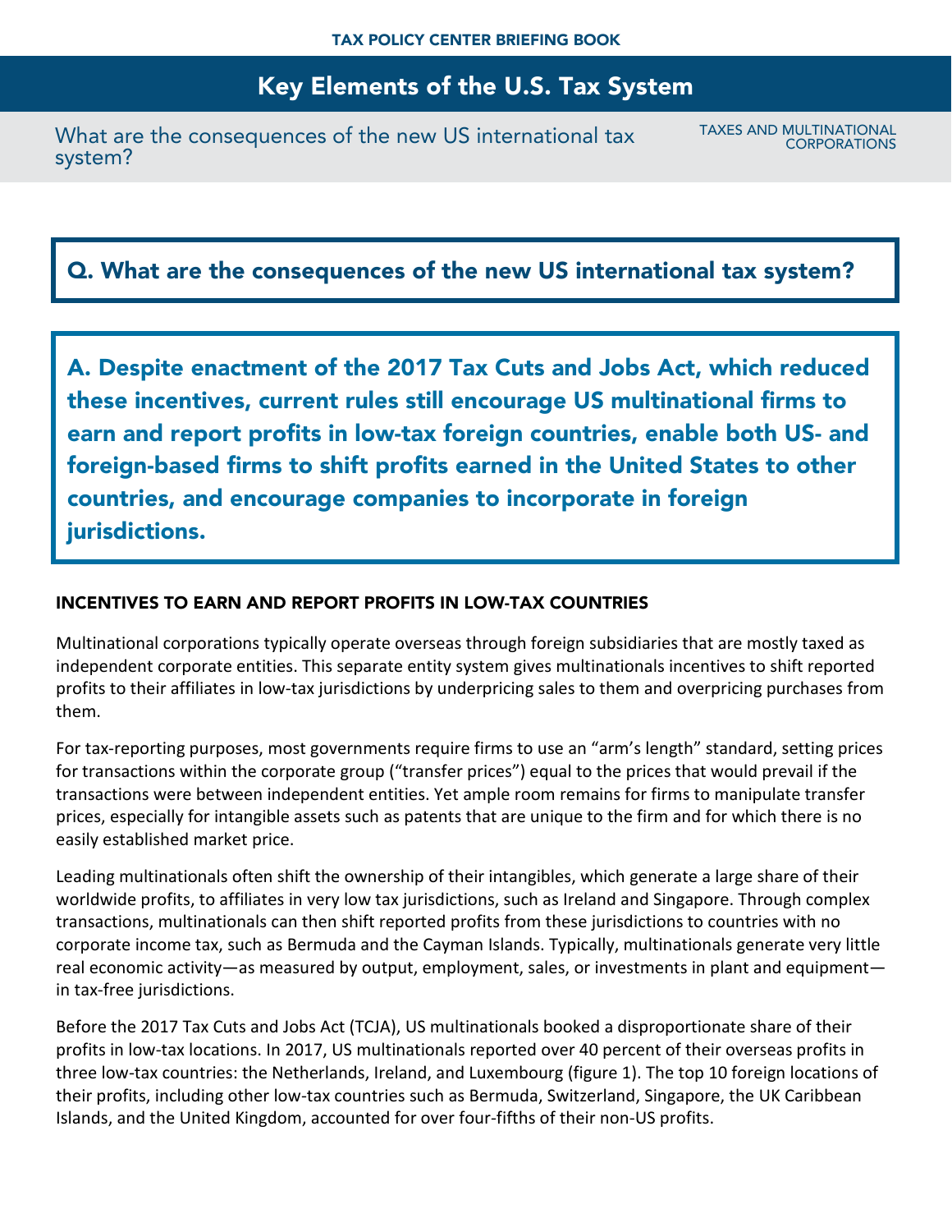TAX POLICY CENTER BRIEFING BOOK

# Key Elements of the U.S. Tax System

What are the consequences of the new US international tax system?

TAXES AND MULTINATIONAL CORPORATIONS

## Q. What are the consequences of the new US international tax system?

**A. Despite enactment of the 2017 Tax Cuts and Jobs Act, which reduced these incentives, current rules still encourage US multinational firms to earn and report profits in low-tax foreign countries, enable both US- and foreign-based firms to shift profits earned in the United States to other countries, and encourage companies to incorporate in foreign jurisdictions.**

### INCENTIVES TO EARN AND REPORT PROFITS IN LOW-TAX COUNTRIES

Multinational corporations typically operate overseas through foreign subsidiaries that are mostly taxed as independent corporate entities. This separate entity system gives multinationals incentives to shift reported profits to their affiliates in low-tax jurisdictions by underpricing sales to them and overpricing purchases from them.

For tax-reporting purposes, most governments require firms to use an "arm's length" standard, setting prices for transactions within the corporate group ("transfer prices") equal to the prices that would prevail if the transactions were between independent entities. Yet ample room remains for firms to manipulate transfer prices, especially for intangible assets such as patents that are unique to the firm and for which there is no easily established market price.

Leading multinationals often shift the ownership of their intangibles, which generate a large share of their worldwide profits, to affiliates in very low tax jurisdictions, such as Ireland and Singapore. Through complex transactions, multinationals can then shift reported profits from these jurisdictions to countries with no corporate income tax, such as Bermuda and the Cayman Islands. Typically, multinationals generate very little real economic activity—as measured by output, employment, sales, or investments in plant and equipment—in tax-free jurisdictions.

Before the 2017 Tax Cuts and Jobs Act (TCJA), US multinationals booked a disproportionate share of their profits in low-tax locations. In 2017, US multinationals reported over 40 percent of their overseas profits in three low-tax countries: the Netherlands, Ireland, and Luxembourg (figure 1). The top 10 foreign locations of their profits, including other low-tax countries such as Bermuda, Switzerland, Singapore, the UK Caribbean Islands, and the United Kingdom, accounted for over four-fifths of their non-US profits.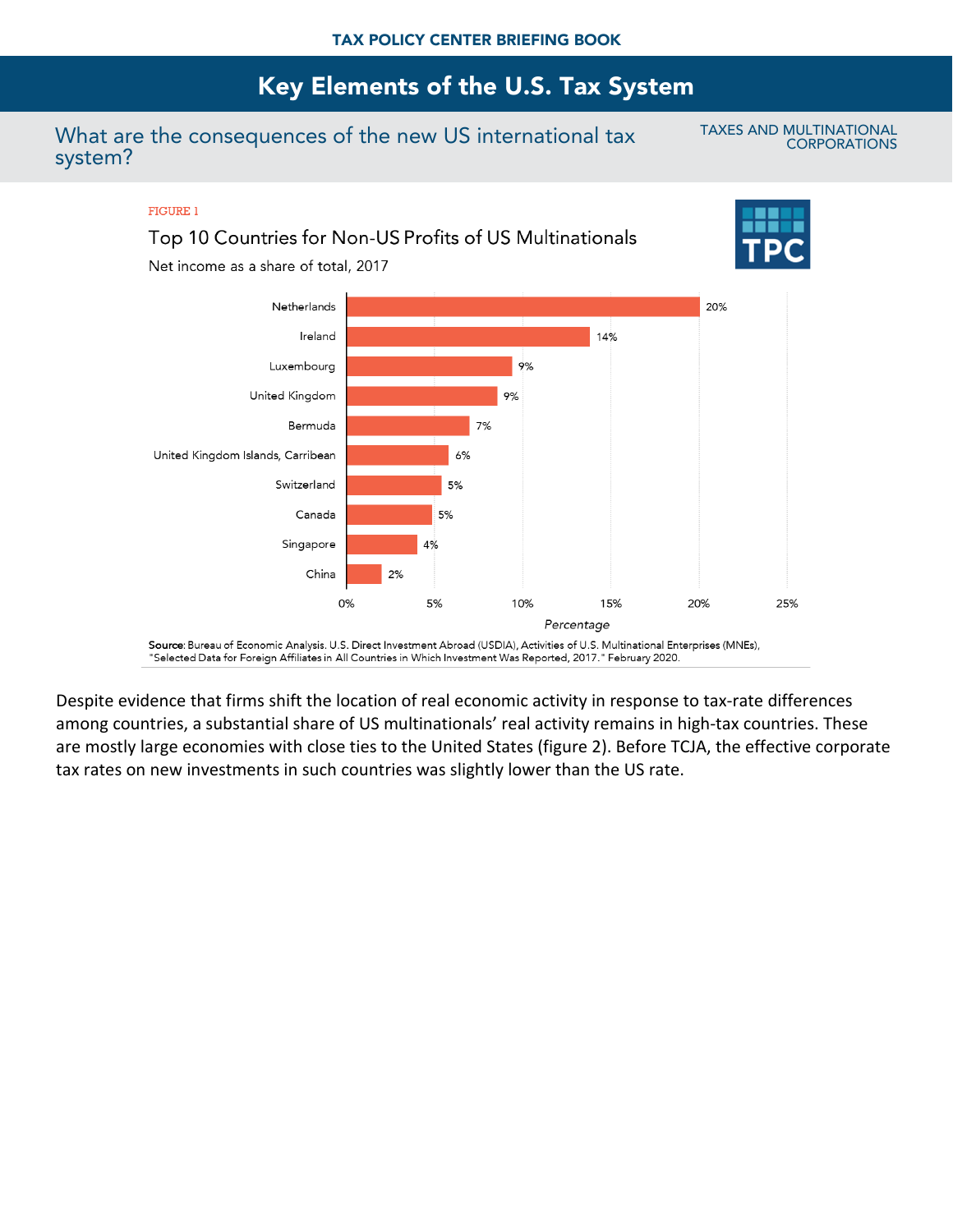TAX POLICY CENTER BRIEFING BOOK

# Key Elements of the U.S. Tax System

## What are the consequences of the new US international tax system?

TAXES AND MULTINATIONAL CORPORATIONS

FIGURE 1

**Top 10 Countries for Non-US Profits of US Multinationals**

Net income as a share of total, 2017

| Country | Percentage |
|---|---|
| Netherlands | 20% |
| Ireland | 14% |
| Luxembourg | 9% |
| United Kingdom | 9% |
| Bermuda | 7% |
| United Kingdom Islands, Carribean | 6% |
| Switzerland | 5% |
| Canada | 5% |
| Singapore | 4% |
| China | 2% |

**Source**: Bureau of Economic Analysis. U.S. Direct Investment Abroad (USDIA), Activities of U.S. Multinational Enterprises (MNEs), "Selected Data for Foreign Affiliates in All Countries in Which Investment Was Reported, 2017." February 2020.

Despite evidence that firms shift the location of real economic activity in response to tax-rate differences among countries, a substantial share of US multinationals' real activity remains in high-tax countries. These are mostly large economies with close ties to the United States (figure 2). Before TCJA, the effective corporate tax rates on new investments in such countries was slightly lower than the US rate.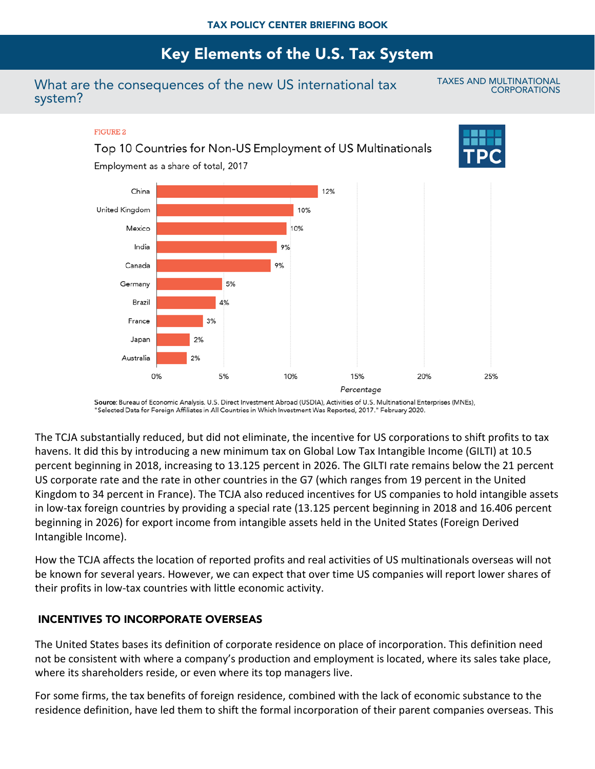## What are the consequences of the new US international tax system?

TAXES AND MULTINATIONAL CORPORATIONS

FIGURE 2

Top 10 Countries for Non-US Employment of US Multinationals

Employment as a share of total, 2017

| Country | Percentage |
|---|---|
| China | 12% |
| United Kingdom | 10% |
| Mexico | 10% |
| India | 9% |
| Canada | 9% |
| Germany | 5% |
| Brazil | 4% |
| France | 3% |
| Japan | 2% |
| Australia | 2% |

**Source**: Bureau of Economic Analysis. U.S. Direct Investment Abroad (USDIA), Activities of U.S. Multinational Enterprises (MNEs), "Selected Data for Foreign Affiliates in All Countries in Which Investment Was Reported, 2017." February 2020.

The TCJA substantially reduced, but did not eliminate, the incentive for US corporations to shift profits to tax havens. It did this by introducing a new minimum tax on Global Low Tax Intangible Income (GILTI) at 10.5 percent beginning in 2018, increasing to 13.125 percent in 2026. The GILTI rate remains below the 21 percent US corporate rate and the rate in other countries in the G7 (which ranges from 19 percent in the United Kingdom to 34 percent in France). The TCJA also reduced incentives for US companies to hold intangible assets in low-tax foreign countries by providing a special rate (13.125 percent beginning in 2018 and 16.406 percent beginning in 2026) for export income from intangible assets held in the United States (Foreign Derived Intangible Income).

How the TCJA affects the location of reported profits and real activities of US multinationals overseas will not be known for several years. However, we can expect that over time US companies will report lower shares of their profits in low-tax countries with little economic activity.

### INCENTIVES TO INCORPORATE OVERSEAS

The United States bases its definition of corporate residence on place of incorporation. This definition need not be consistent with where a company's production and employment is located, where its sales take place, where its shareholders reside, or even where its top managers live.

For some firms, the tax benefits of foreign residence, combined with the lack of economic substance to the residence definition, have led them to shift the formal incorporation of their parent companies overseas. This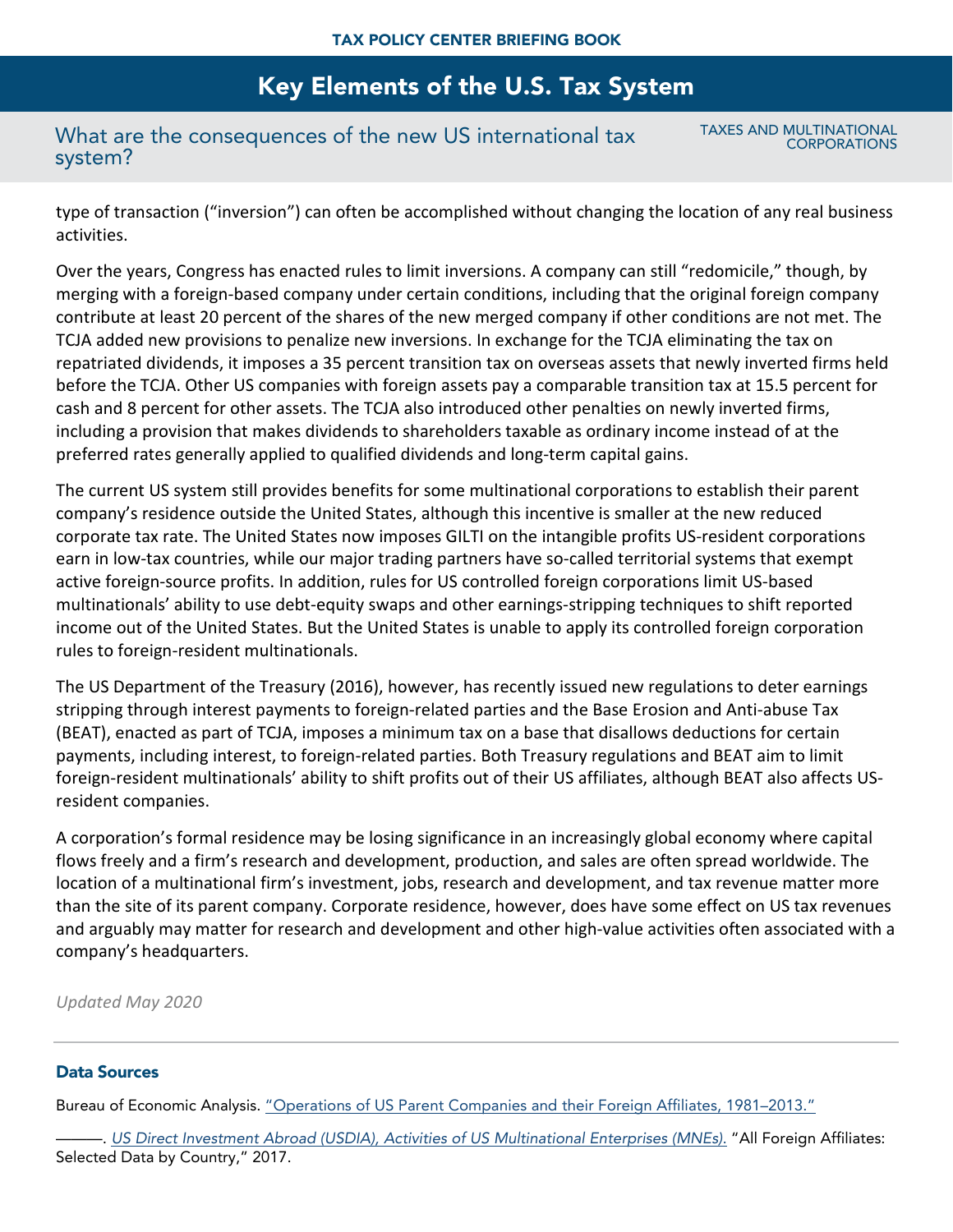type of transaction (“inversion”) can often be accomplished without changing the location of any real business activities.

Over the years, Congress has enacted rules to limit inversions. A company can still “redomicile,” though, by merging with a foreign-based company under certain conditions, including that the original foreign company contribute at least 20 percent of the shares of the new merged company if other conditions are not met. The TCJA added new provisions to penalize new inversions. In exchange for the TCJA eliminating the tax on repatriated dividends, it imposes a 35 percent transition tax on overseas assets that newly inverted firms held before the TCJA. Other US companies with foreign assets pay a comparable transition tax at 15.5 percent for cash and 8 percent for other assets. The TCJA also introduced other penalties on newly inverted firms, including a provision that makes dividends to shareholders taxable as ordinary income instead of at the preferred rates generally applied to qualified dividends and long-term capital gains.

The current US system still provides benefits for some multinational corporations to establish their parent company’s residence outside the United States, although this incentive is smaller at the new reduced corporate tax rate. The United States now imposes GILTI on the intangible profits US-resident corporations earn in low-tax countries, while our major trading partners have so-called territorial systems that exempt active foreign-source profits. In addition, rules for US controlled foreign corporations limit US-based multinationals’ ability to use debt-equity swaps and other earnings-stripping techniques to shift reported income out of the United States. But the United States is unable to apply its controlled foreign corporation rules to foreign-resident multinationals.

The US Department of the Treasury (2016), however, has recently issued new regulations to deter earnings stripping through interest payments to foreign-related parties and the Base Erosion and Anti-abuse Tax (BEAT), enacted as part of TCJA, imposes a minimum tax on a base that disallows deductions for certain payments, including interest, to foreign-related parties. Both Treasury regulations and BEAT aim to limit foreign-resident multinationals’ ability to shift profits out of their US affiliates, although BEAT also affects US-resident companies.

A corporation’s formal residence may be losing significance in an increasingly global economy where capital flows freely and a firm’s research and development, production, and sales are often spread worldwide. The location of a multinational firm’s investment, jobs, research and development, and tax revenue matter more than the site of its parent company. Corporate residence, however, does have some effect on US tax revenues and arguably may matter for research and development and other high-value activities often associated with a company’s headquarters.

*Updated May 2020*

---

## Data Sources

Bureau of Economic Analysis. “Operations of US Parent Companies and their Foreign Affiliates, 1981–2013.”

———. *US Direct Investment Abroad (USDIA), Activities of US Multinational Enterprises (MNEs).* “All Foreign Affiliates: Selected Data by Country,” 2017.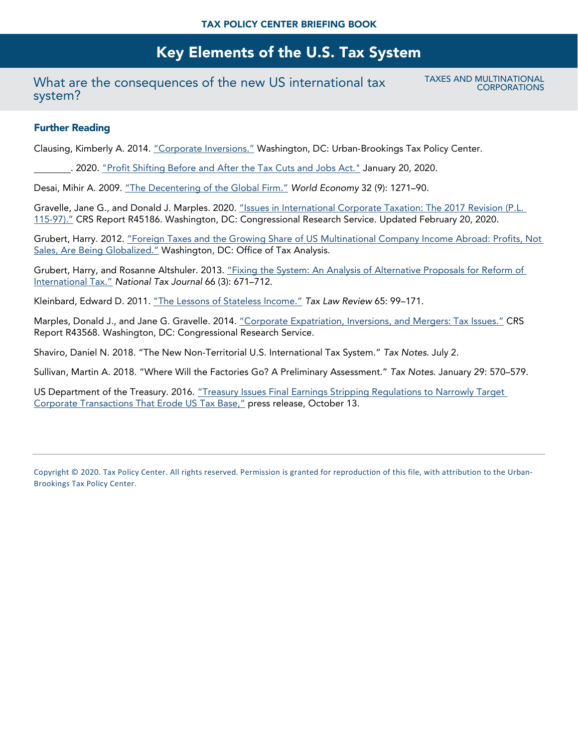# Key Elements of the U.S. Tax System

## What are the consequences of the new US international tax system?

TAXES AND MULTINATIONAL CORPORATIONS

### Further Reading

Clausing, Kimberly A. 2014. "Corporate Inversions." Washington, DC: Urban-Brookings Tax Policy Center.

________. 2020. "Profit Shifting Before and After the Tax Cuts and Jobs Act." January 20, 2020.

Desai, Mihir A. 2009. "The Decentering of the Global Firm." *World Economy* 32 (9): 1271–90.

Gravelle, Jane G., and Donald J. Marples. 2020. "Issues in International Corporate Taxation: The 2017 Revision (P.L. 115-97)." CRS Report R45186. Washington, DC: Congressional Research Service. Updated February 20, 2020.

Grubert, Harry. 2012. "Foreign Taxes and the Growing Share of US Multinational Company Income Abroad: Profits, Not Sales, Are Being Globalized." Washington, DC: Office of Tax Analysis.

Grubert, Harry, and Rosanne Altshuler. 2013. "Fixing the System: An Analysis of Alternative Proposals for Reform of International Tax." *National Tax Journal* 66 (3): 671–712.

Kleinbard, Edward D. 2011. "The Lessons of Stateless Income." *Tax Law Review* 65: 99–171.

Marples, Donald J., and Jane G. Gravelle. 2014. "Corporate Expatriation, Inversions, and Mergers: Tax Issues." CRS Report R43568. Washington, DC: Congressional Research Service.

Shaviro, Daniel N. 2018. "The New Non-Territorial U.S. International Tax System." *Tax Notes*. July 2.

Sullivan, Martin A. 2018. "Where Will the Factories Go? A Preliminary Assessment." *Tax Notes*. January 29: 570–579.

US Department of the Treasury. 2016. "Treasury Issues Final Earnings Stripping Regulations to Narrowly Target Corporate Transactions That Erode US Tax Base," press release, October 13.

Copyright © 2020. Tax Policy Center. All rights reserved. Permission is granted for reproduction of this file, with attribution to the Urban-Brookings Tax Policy Center.